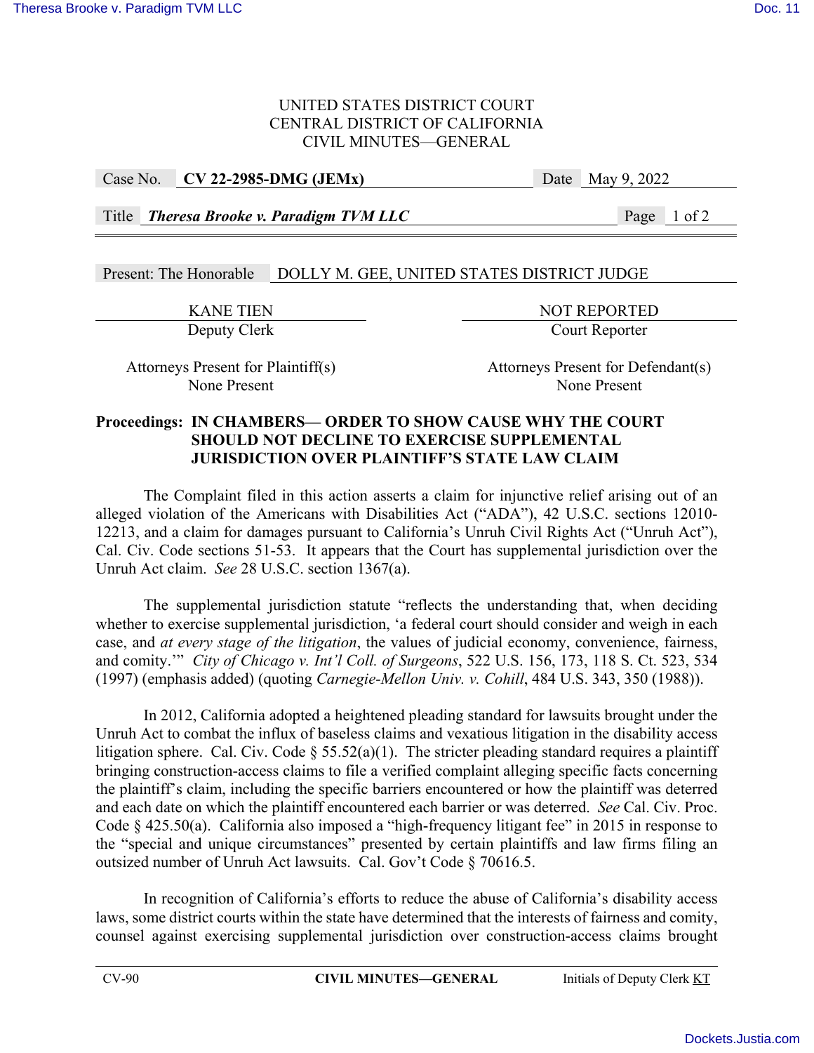UNITED STATES DISTRICT COURT
CENTRAL DISTRICT OF CALIFORNIA
CIVIL MINUTES—GENERAL

| Case No. | **CV 22-2985-DMG (JEMx)** | Date | May 9, 2022 |
|---|---|---|---|
| Title | ***Theresa Brooke v. Paradigm TVM LLC*** | | |

Present: The Honorable DOLLY M. GEE, UNITED STATES DISTRICT JUDGE

| KANE TIEN | NOT REPORTED |
|---|---|
| Deputy Clerk | Court Reporter |

| Attorneys Present for Plaintiff(s) | Attorneys Present for Defendant(s) |
|---|---|
| None Present | None Present |

**Proceedings: IN CHAMBERS— ORDER TO SHOW CAUSE WHY THE COURT SHOULD NOT DECLINE TO EXERCISE SUPPLEMENTAL JURISDICTION OVER PLAINTIFF'S STATE LAW CLAIM**

The Complaint filed in this action asserts a claim for injunctive relief arising out of an alleged violation of the Americans with Disabilities Act ("ADA"), 42 U.S.C. sections 12010-12213, and a claim for damages pursuant to California's Unruh Civil Rights Act ("Unruh Act"), Cal. Civ. Code sections 51-53. It appears that the Court has supplemental jurisdiction over the Unruh Act claim. *See* 28 U.S.C. section 1367(a).

The supplemental jurisdiction statute "reflects the understanding that, when deciding whether to exercise supplemental jurisdiction, 'a federal court should consider and weigh in each case, and *at every stage of the litigation*, the values of judicial economy, convenience, fairness, and comity.'" *City of Chicago v. Int'l Coll. of Surgeons*, 522 U.S. 156, 173, 118 S. Ct. 523, 534 (1997) (emphasis added) (quoting *Carnegie-Mellon Univ. v. Cohill*, 484 U.S. 343, 350 (1988)).

In 2012, California adopted a heightened pleading standard for lawsuits brought under the Unruh Act to combat the influx of baseless claims and vexatious litigation in the disability access litigation sphere. Cal. Civ. Code § 55.52(a)(1). The stricter pleading standard requires a plaintiff bringing construction-access claims to file a verified complaint alleging specific facts concerning the plaintiff's claim, including the specific barriers encountered or how the plaintiff was deterred and each date on which the plaintiff encountered each barrier or was deterred. *See* Cal. Civ. Proc. Code § 425.50(a). California also imposed a "high-frequency litigant fee" in 2015 in response to the "special and unique circumstances" presented by certain plaintiffs and law firms filing an outsized number of Unruh Act lawsuits. Cal. Gov't Code § 70616.5.

In recognition of California's efforts to reduce the abuse of California's disability access laws, some district courts within the state have determined that the interests of fairness and comity, counsel against exercising supplemental jurisdiction over construction-access claims brought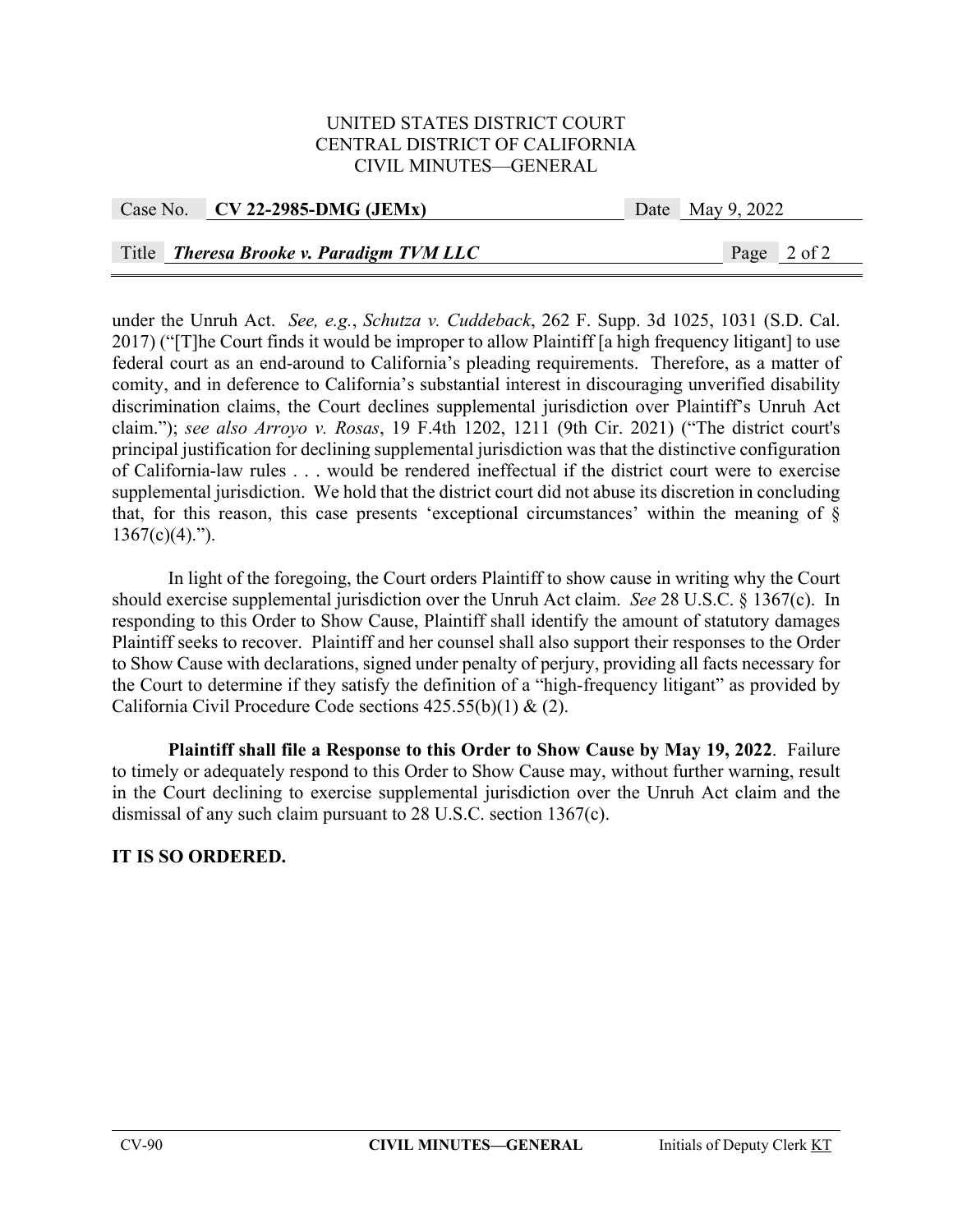under the Unruh Act. *See, e.g.*, *Schutza v. Cuddeback*, 262 F. Supp. 3d 1025, 1031 (S.D. Cal. 2017) ("[T]he Court finds it would be improper to allow Plaintiff [a high frequency litigant] to use federal court as an end-around to California's pleading requirements. Therefore, as a matter of comity, and in deference to California's substantial interest in discouraging unverified disability discrimination claims, the Court declines supplemental jurisdiction over Plaintiff's Unruh Act claim."); *see also Arroyo v. Rosas*, 19 F.4th 1202, 1211 (9th Cir. 2021) ("The district court's principal justification for declining supplemental jurisdiction was that the distinctive configuration of California-law rules . . . would be rendered ineffectual if the district court were to exercise supplemental jurisdiction. We hold that the district court did not abuse its discretion in concluding that, for this reason, this case presents 'exceptional circumstances' within the meaning of § 1367(c)(4).").

In light of the foregoing, the Court orders Plaintiff to show cause in writing why the Court should exercise supplemental jurisdiction over the Unruh Act claim. *See* 28 U.S.C. § 1367(c). In responding to this Order to Show Cause, Plaintiff shall identify the amount of statutory damages Plaintiff seeks to recover. Plaintiff and her counsel shall also support their responses to the Order to Show Cause with declarations, signed under penalty of perjury, providing all facts necessary for the Court to determine if they satisfy the definition of a "high-frequency litigant" as provided by California Civil Procedure Code sections 425.55(b)(1) & (2).

**Plaintiff shall file a Response to this Order to Show Cause by May 19, 2022**. Failure to timely or adequately respond to this Order to Show Cause may, without further warning, result in the Court declining to exercise supplemental jurisdiction over the Unruh Act claim and the dismissal of any such claim pursuant to 28 U.S.C. section 1367(c).

**IT IS SO ORDERED.**